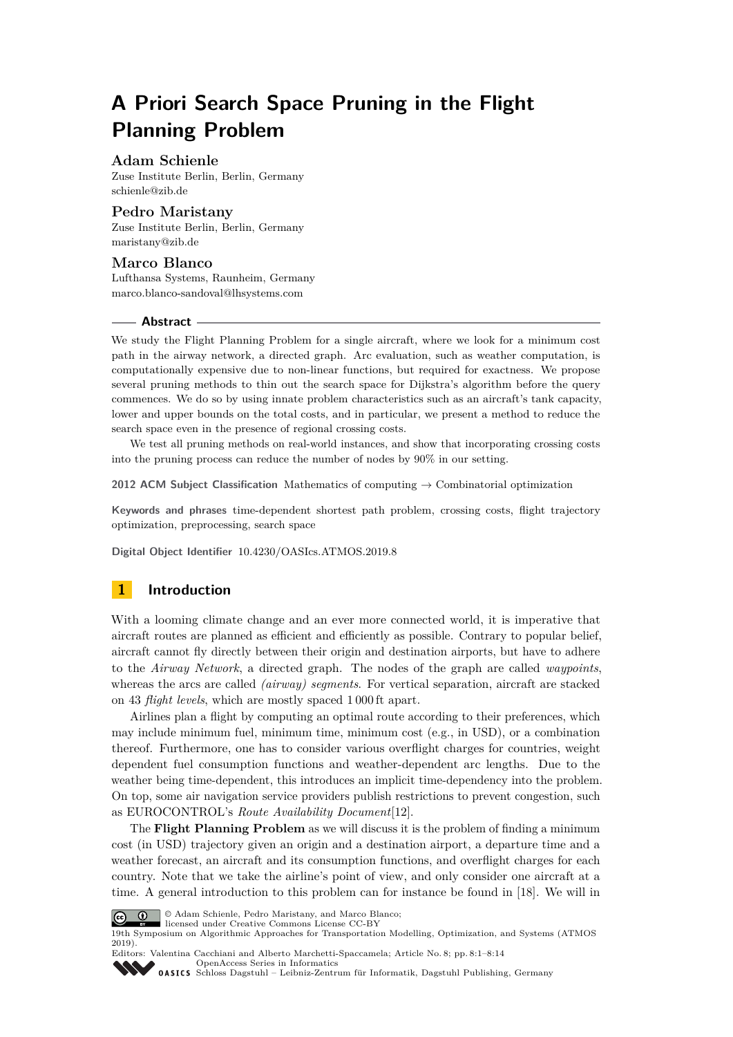# A Priori Search Space Pruning in the Flight Planning Problem

**Adam Schienle**
Zuse Institute Berlin, Berlin, Germany
schienle@zib.de

**Pedro Maristany**
Zuse Institute Berlin, Berlin, Germany
maristany@zib.de

**Marco Blanco**
Lufthansa Systems, Raunheim, Germany
marco.blanco-sandoval@lhsystems.com

## Abstract

We study the Flight Planning Problem for a single aircraft, where we look for a minimum cost path in the airway network, a directed graph. Arc evaluation, such as weather computation, is computationally expensive due to non-linear functions, but required for exactness. We propose several pruning methods to thin out the search space for Dijkstra's algorithm before the query commences. We do so by using innate problem characteristics such as an aircraft's tank capacity, lower and upper bounds on the total costs, and in particular, we present a method to reduce the search space even in the presence of regional crossing costs.

We test all pruning methods on real-world instances, and show that incorporating crossing costs into the pruning process can reduce the number of nodes by 90% in our setting.

**2012 ACM Subject Classification** Mathematics of computing → Combinatorial optimization

**Keywords and phrases** time-dependent shortest path problem, crossing costs, flight trajectory optimization, preprocessing, search space

**Digital Object Identifier** 10.4230/OASIcs.ATMOS.2019.8

## 1 Introduction

With a looming climate change and an ever more connected world, it is imperative that aircraft routes are planned as efficient and efficiently as possible. Contrary to popular belief, aircraft cannot fly directly between their origin and destination airports, but have to adhere to the *Airway Network*, a directed graph. The nodes of the graph are called *waypoints*, whereas the arcs are called *(airway) segments*. For vertical separation, aircraft are stacked on 43 *flight levels*, which are mostly spaced 1 000 ft apart.

Airlines plan a flight by computing an optimal route according to their preferences, which may include minimum fuel, minimum time, minimum cost (e.g., in USD), or a combination thereof. Furthermore, one has to consider various overflight charges for countries, weight dependent fuel consumption functions and weather-dependent arc lengths. Due to the weather being time-dependent, this introduces an implicit time-dependency into the problem. On top, some air navigation service providers publish restrictions to prevent congestion, such as EUROCONTROL's *Route Availability Document*[12].

The **Flight Planning Problem** as we will discuss it is the problem of finding a minimum cost (in USD) trajectory given an origin and a destination airport, a departure time and a weather forecast, an aircraft and its consumption functions, and overflight charges for each country. Note that we take the airline's point of view, and only consider one aircraft at a time. A general introduction to this problem can for instance be found in [18]. We will in

© Adam Schienle, Pedro Maristany, and Marco Blanco;
licensed under Creative Commons License CC-BY
19th Symposium on Algorithmic Approaches for Transportation Modelling, Optimization, and Systems (ATMOS 2019).
Editors: Valentina Cacchiani and Alberto Marchetti-Spaccamela; Article No. 8; pp. 8:1–8:14
OpenAccess Series in Informatics
Schloss Dagstuhl – Leibniz-Zentrum für Informatik, Dagstuhl Publishing, Germany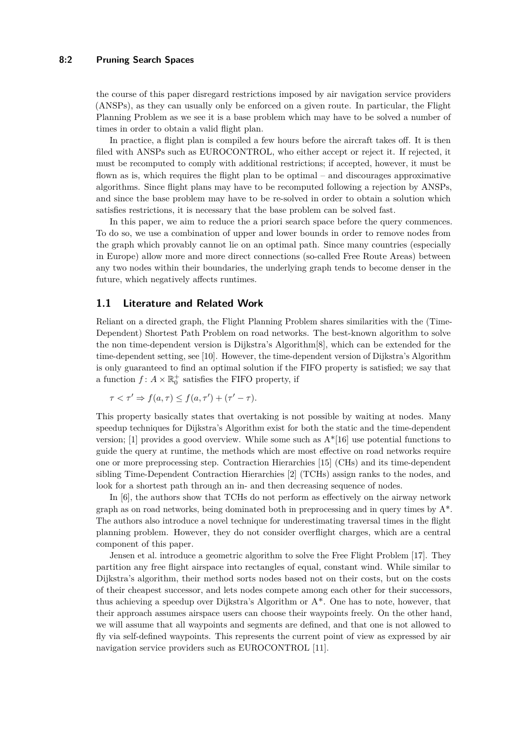the course of this paper disregard restrictions imposed by air navigation service providers (ANSPs), as they can usually only be enforced on a given route. In particular, the Flight Planning Problem as we see it is a base problem which may have to be solved a number of times in order to obtain a valid flight plan.

In practice, a flight plan is compiled a few hours before the aircraft takes off. It is then filed with ANSPs such as EUROCONTROL, who either accept or reject it. If rejected, it must be recomputed to comply with additional restrictions; if accepted, however, it must be flown as is, which requires the flight plan to be optimal – and discourages approximative algorithms. Since flight plans may have to be recomputed following a rejection by ANSPs, and since the base problem may have to be re-solved in order to obtain a solution which satisfies restrictions, it is necessary that the base problem can be solved fast.

In this paper, we aim to reduce the a priori search space before the query commences. To do so, we use a combination of upper and lower bounds in order to remove nodes from the graph which provably cannot lie on an optimal path. Since many countries (especially in Europe) allow more and more direct connections (so-called Free Route Areas) between any two nodes within their boundaries, the underlying graph tends to become denser in the future, which negatively affects runtimes.

## 1.1 Literature and Related Work

Reliant on a directed graph, the Flight Planning Problem shares similarities with the (Time-Dependent) Shortest Path Problem on road networks. The best-known algorithm to solve the non time-dependent version is Dijkstra's Algorithm[8], which can be extended for the time-dependent setting, see [10]. However, the time-dependent version of Dijkstra's Algorithm is only guaranteed to find an optimal solution if the FIFO property is satisfied; we say that a function $f\colon A \times \mathbb{R}_0^+$ satisfies the FIFO property, if

$$\tau < \tau' \Rightarrow f(a,\tau) \leq f(a,\tau') + (\tau' - \tau).$$

This property basically states that overtaking is not possible by waiting at nodes. Many speedup techniques for Dijkstra's Algorithm exist for both the static and the time-dependent version; [1] provides a good overview. While some such as A*[16] use potential functions to guide the query at runtime, the methods which are most effective on road networks require one or more preprocessing step. Contraction Hierarchies [15] (CHs) and its time-dependent sibling Time-Dependent Contraction Hierarchies [2] (TCHs) assign ranks to the nodes, and look for a shortest path through an in- and then decreasing sequence of nodes.

In [6], the authors show that TCHs do not perform as effectively on the airway network graph as on road networks, being dominated both in preprocessing and in query times by A*. The authors also introduce a novel technique for underestimating traversal times in the flight planning problem. However, they do not consider overflight charges, which are a central component of this paper.

Jensen et al. introduce a geometric algorithm to solve the Free Flight Problem [17]. They partition any free flight airspace into rectangles of equal, constant wind. While similar to Dijkstra's algorithm, their method sorts nodes based not on their costs, but on the costs of their cheapest successor, and lets nodes compete among each other for their successors, thus achieving a speedup over Dijkstra's Algorithm or A*. One has to note, however, that their approach assumes airspace users can choose their waypoints freely. On the other hand, we will assume that all waypoints and segments are defined, and that one is not allowed to fly via self-defined waypoints. This represents the current point of view as expressed by air navigation service providers such as EUROCONTROL [11].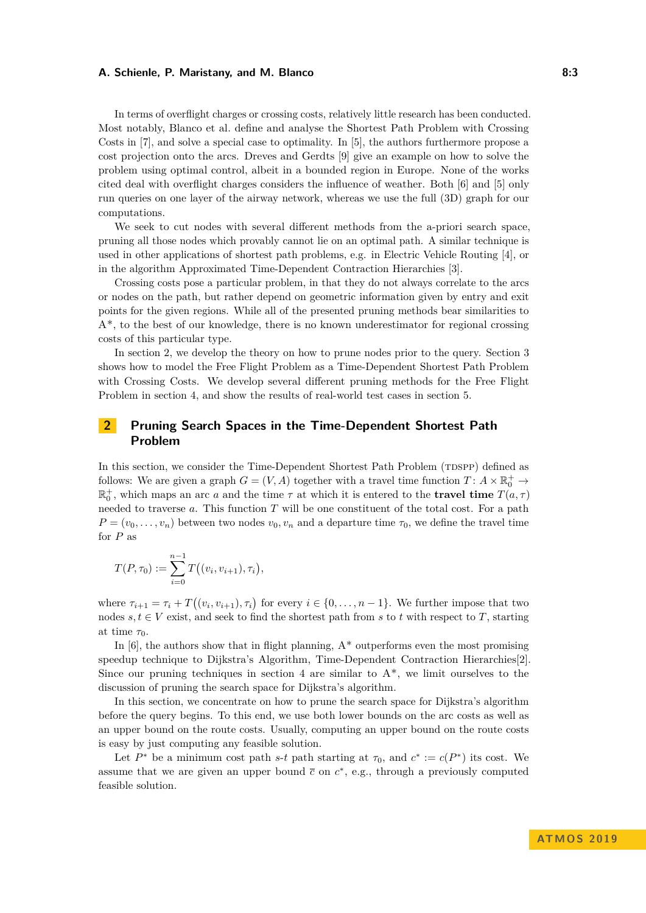In terms of overflight charges or crossing costs, relatively little research has been conducted. Most notably, Blanco et al. define and analyse the Shortest Path Problem with Crossing Costs in [7], and solve a special case to optimality. In [5], the authors furthermore propose a cost projection onto the arcs. Dreves and Gerdts [9] give an example on how to solve the problem using optimal control, albeit in a bounded region in Europe. None of the works cited deal with overflight charges considers the influence of weather. Both [6] and [5] only run queries on one layer of the airway network, whereas we use the full (3D) graph for our computations.

We seek to cut nodes with several different methods from the a-priori search space, pruning all those nodes which provably cannot lie on an optimal path. A similar technique is used in other applications of shortest path problems, e.g. in Electric Vehicle Routing [4], or in the algorithm Approximated Time-Dependent Contraction Hierarchies [3].

Crossing costs pose a particular problem, in that they do not always correlate to the arcs or nodes on the path, but rather depend on geometric information given by entry and exit points for the given regions. While all of the presented pruning methods bear similarities to A\*, to the best of our knowledge, there is no known underestimator for regional crossing costs of this particular type.

In section 2, we develop the theory on how to prune nodes prior to the query. Section 3 shows how to model the Free Flight Problem as a Time-Dependent Shortest Path Problem with Crossing Costs. We develop several different pruning methods for the Free Flight Problem in section 4, and show the results of real-world test cases in section 5.

## 2 Pruning Search Spaces in the Time-Dependent Shortest Path Problem

In this section, we consider the Time-Dependent Shortest Path Problem (TDSPP) defined as follows: We are given a graph $G = (V, A)$ together with a travel time function $T\colon A \times \mathbb{R}_0^+ \to \mathbb{R}_0^+$, which maps an arc $a$ and the time $\tau$ at which it is entered to the **travel time** $T(a, \tau)$ needed to traverse $a$. This function $T$ will be one constituent of the total cost. For a path $P = (v_0, \dots, v_n)$ between two nodes $v_0, v_n$ and a departure time $\tau_0$, we define the travel time for $P$ as

$$T(P, \tau_0) := \sum_{i=0}^{n-1} T\big((v_i, v_{i+1}), \tau_i\big),$$

where $\tau_{i+1} = \tau_i + T\big((v_i, v_{i+1}), \tau_i\big)$ for every $i \in \{0, \dots, n-1\}$. We further impose that two nodes $s, t \in V$ exist, and seek to find the shortest path from $s$ to $t$ with respect to $T$, starting at time $\tau_0$.

In [6], the authors show that in flight planning, A\* outperforms even the most promising speedup technique to Dijkstra's Algorithm, Time-Dependent Contraction Hierarchies[2]. Since our pruning techniques in section 4 are similar to A\*, we limit ourselves to the discussion of pruning the search space for Dijkstra's algorithm.

In this section, we concentrate on how to prune the search space for Dijkstra's algorithm before the query begins. To this end, we use both lower bounds on the arc costs as well as an upper bound on the route costs. Usually, computing an upper bound on the route costs is easy by just computing any feasible solution.

Let $P^*$ be a minimum cost path $s$-$t$ path starting at $\tau_0$, and $c^* := c(P^*)$ its cost. We assume that we are given an upper bound $\bar{c}$ on $c^*$, e.g., through a previously computed feasible solution.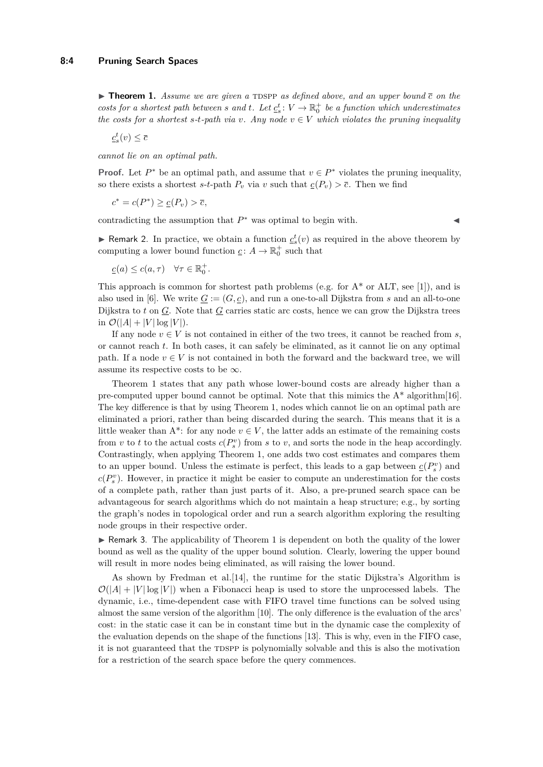▶ **Theorem 1.** *Assume we are given a* TDSPP *as defined above, and an upper bound $\overline{c}$ on the costs for a shortest path between s and t. Let $\underline{c}_s^t\colon V \to \mathbb{R}_0^+$ be a function which underestimates the costs for a shortest s-t-path via v. Any node $v \in V$ which violates the pruning inequality*

$$\underline{c}_s^t(v) \leq \overline{c}$$

*cannot lie on an optimal path.*

**Proof.** Let $P^*$ be an optimal path, and assume that $v \in P^*$ violates the pruning inequality, so there exists a shortest $s$-$t$-path $P_v$ via $v$ such that $\underline{c}(P_v) > \overline{c}$. Then we find

$$c^* = c(P^*) \geq \underline{c}(P_v) > \overline{c},$$

contradicting the assumption that $P^*$ was optimal to begin with. ◀

▶ Remark 2. In practice, we obtain a function $\underline{c}_s^t(v)$ as required in the above theorem by computing a lower bound function $\underline{c}\colon A \to \mathbb{R}_0^+$ such that

$$\underline{c}(a) \leq c(a, \tau) \quad \forall \tau \in \mathbb{R}_0^+.$$

This approach is common for shortest path problems (e.g. for A* or ALT, see [1]), and is also used in [6]. We write $\underline{G} := (G, \underline{c})$, and run a one-to-all Dijkstra from $s$ and an all-to-one Dijkstra to $t$ on $\underline{G}$. Note that $\underline{G}$ carries static arc costs, hence we can grow the Dijkstra trees in $\mathcal{O}(|A| + |V| \log |V|)$.

If any node $v \in V$ is not contained in either of the two trees, it cannot be reached from $s$, or cannot reach $t$. In both cases, it can safely be eliminated, as it cannot lie on any optimal path. If a node $v \in V$ is not contained in both the forward and the backward tree, we will assume its respective costs to be $\infty$.

Theorem 1 states that any path whose lower-bound costs are already higher than a pre-computed upper bound cannot be optimal. Note that this mimics the A* algorithm[16]. The key difference is that by using Theorem 1, nodes which cannot lie on an optimal path are eliminated a priori, rather than being discarded during the search. This means that it is a little weaker than A*: for any node $v \in V$, the latter adds an estimate of the remaining costs from $v$ to $t$ to the actual costs $c(P_s^v)$ from $s$ to $v$, and sorts the node in the heap accordingly. Contrastingly, when applying Theorem 1, one adds two cost estimates and compares them to an upper bound. Unless the estimate is perfect, this leads to a gap between $\underline{c}(P_s^v)$ and $c(P_s^v)$. However, in practice it might be easier to compute an underestimation for the costs of a complete path, rather than just parts of it. Also, a pre-pruned search space can be advantageous for search algorithms which do not maintain a heap structure; e.g., by sorting the graph's nodes in topological order and run a search algorithm exploring the resulting node groups in their respective order.

▶ Remark 3. The applicability of Theorem 1 is dependent on both the quality of the lower bound as well as the quality of the upper bound solution. Clearly, lowering the upper bound will result in more nodes being eliminated, as will raising the lower bound.

As shown by Fredman et al.[14], the runtime for the static Dijkstra's Algorithm is $\mathcal{O}(|A| + |V| \log |V|)$ when a Fibonacci heap is used to store the unprocessed labels. The dynamic, i.e., time-dependent case with FIFO travel time functions can be solved using almost the same version of the algorithm [10]. The only difference is the evaluation of the arcs' cost: in the static case it can be in constant time but in the dynamic case the complexity of the evaluation depends on the shape of the functions [13]. This is why, even in the FIFO case, it is not guaranteed that the TDSPP is polynomially solvable and this is also the motivation for a restriction of the search space before the query commences.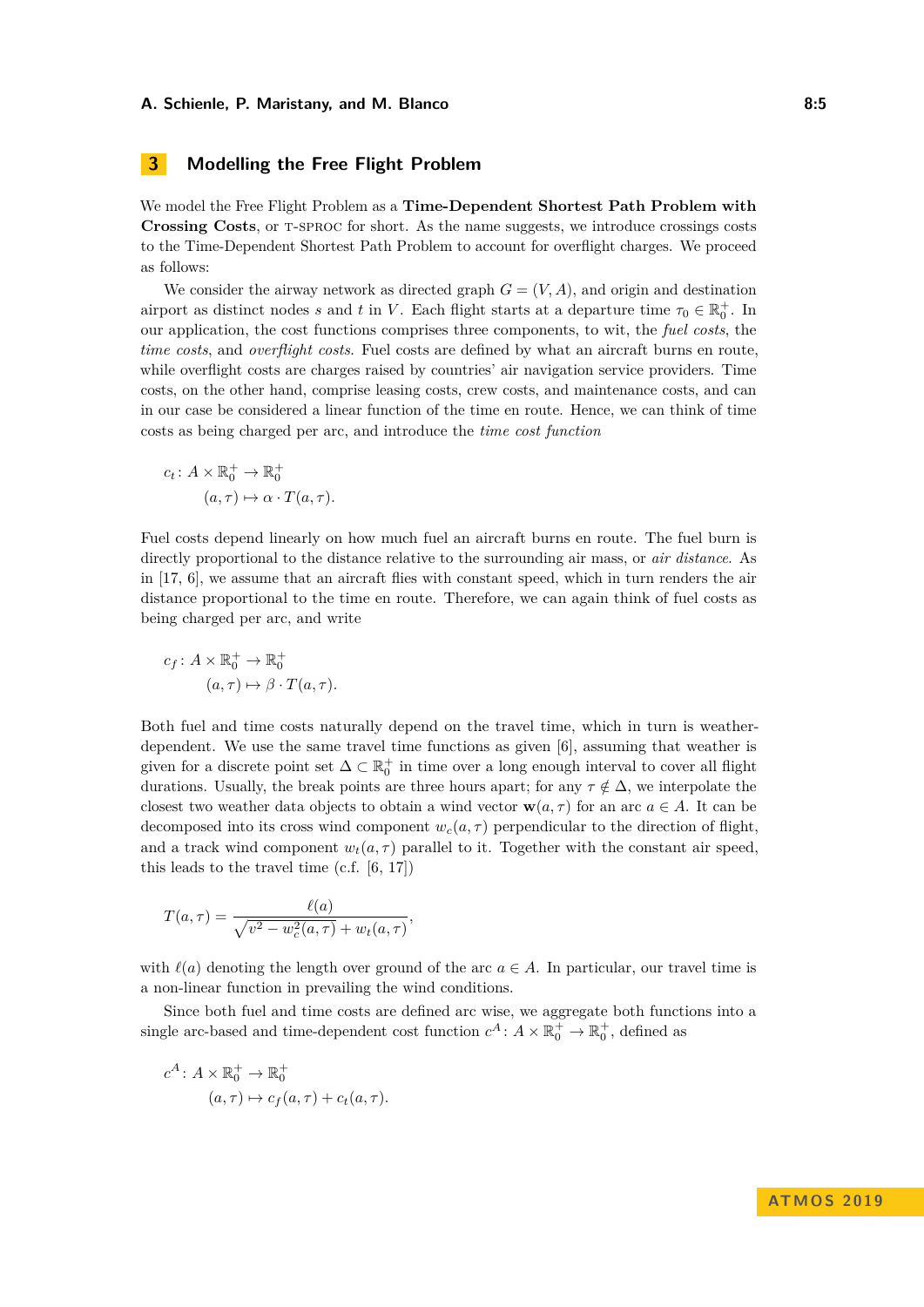## 3 Modelling the Free Flight Problem

We model the Free Flight Problem as a **Time-Dependent Shortest Path Problem with Crossing Costs**, or T-SPROC for short. As the name suggests, we introduce crossings costs to the Time-Dependent Shortest Path Problem to account for overflight charges. We proceed as follows:

We consider the airway network as directed graph $G = (V, A)$, and origin and destination airport as distinct nodes $s$ and $t$ in $V$. Each flight starts at a departure time $\tau_0 \in \mathbb{R}_0^+$. In our application, the cost functions comprises three components, to wit, the *fuel costs*, the *time costs*, and *overflight costs*. Fuel costs are defined by what an aircraft burns en route, while overflight costs are charges raised by countries' air navigation service providers. Time costs, on the other hand, comprise leasing costs, crew costs, and maintenance costs, and can in our case be considered a linear function of the time en route. Hence, we can think of time costs as being charged per arc, and introduce the *time cost function*

$$
\begin{aligned}
c_t \colon A \times \mathbb{R}_0^+ &\to \mathbb{R}_0^+ \\
(a, \tau) &\mapsto \alpha \cdot T(a, \tau).
\end{aligned}
$$

Fuel costs depend linearly on how much fuel an aircraft burns en route. The fuel burn is directly proportional to the distance relative to the surrounding air mass, or *air distance*. As in [17, 6], we assume that an aircraft flies with constant speed, which in turn renders the air distance proportional to the time en route. Therefore, we can again think of fuel costs as being charged per arc, and write

$$
\begin{aligned}
c_f \colon A \times \mathbb{R}_0^+ &\to \mathbb{R}_0^+ \\
(a, \tau) &\mapsto \beta \cdot T(a, \tau).
\end{aligned}
$$

Both fuel and time costs naturally depend on the travel time, which in turn is weather-dependent. We use the same travel time functions as given [6], assuming that weather is given for a discrete point set $\Delta \subset \mathbb{R}_0^+$ in time over a long enough interval to cover all flight durations. Usually, the break points are three hours apart; for any $\tau \notin \Delta$, we interpolate the closest two weather data objects to obtain a wind vector $\mathbf{w}(a, \tau)$ for an arc $a \in A$. It can be decomposed into its cross wind component $w_c(a, \tau)$ perpendicular to the direction of flight, and a track wind component $w_t(a, \tau)$ parallel to it. Together with the constant air speed, this leads to the travel time (c.f. [6, 17])

$$
T(a, \tau) = \frac{\ell(a)}{\sqrt{v^2 - w_c^2(a, \tau)} + w_t(a, \tau)},
$$

with $\ell(a)$ denoting the length over ground of the arc $a \in A$. In particular, our travel time is a non-linear function in prevailing the wind conditions.

Since both fuel and time costs are defined arc wise, we aggregate both functions into a single arc-based and time-dependent cost function $c^A \colon A \times \mathbb{R}_0^+ \to \mathbb{R}_0^+$, defined as

$$
\begin{aligned}
c^A \colon A \times \mathbb{R}_0^+ &\to \mathbb{R}_0^+ \\
(a, \tau) &\mapsto c_f(a, \tau) + c_t(a, \tau).
\end{aligned}
$$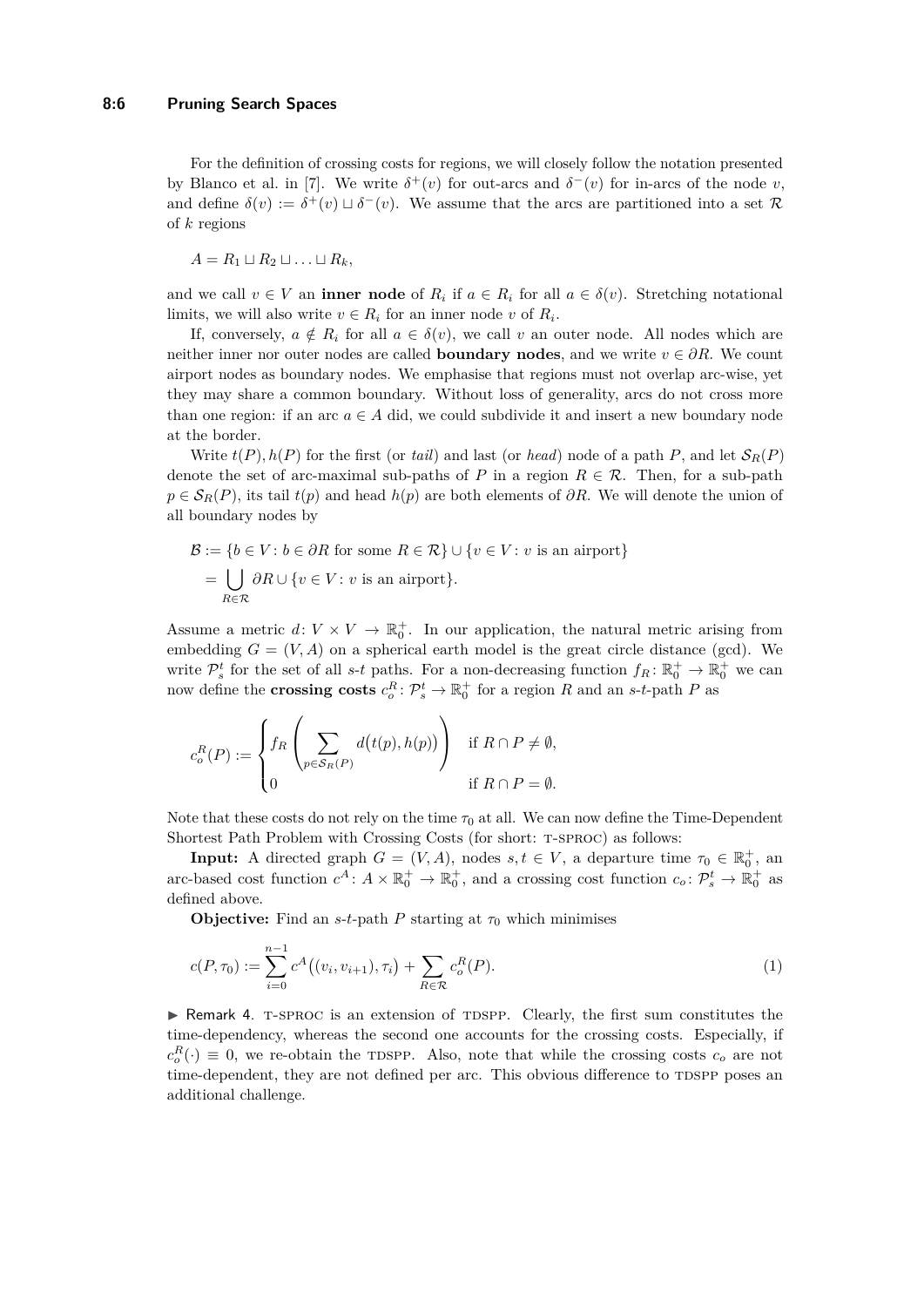For the definition of crossing costs for regions, we will closely follow the notation presented by Blanco et al. in [7]. We write $\delta^+(v)$ for out-arcs and $\delta^-(v)$ for in-arcs of the node $v$, and define $\delta(v) := \delta^+(v) \sqcup \delta^-(v)$. We assume that the arcs are partitioned into a set $\mathcal{R}$ of $k$ regions

$$A = R_1 \sqcup R_2 \sqcup \ldots \sqcup R_k,$$

and we call $v \in V$ an **inner node** of $R_i$ if $a \in R_i$ for all $a \in \delta(v)$. Stretching notational limits, we will also write $v \in R_i$ for an inner node $v$ of $R_i$.

If, conversely, $a \notin R_i$ for all $a \in \delta(v)$, we call $v$ an outer node. All nodes which are neither inner nor outer nodes are called **boundary nodes**, and we write $v \in \partial R$. We count airport nodes as boundary nodes. We emphasise that regions must not overlap arc-wise, yet they may share a common boundary. Without loss of generality, arcs do not cross more than one region: if an arc $a \in A$ did, we could subdivide it and insert a new boundary node at the border.

Write $t(P), h(P)$ for the first (or *tail*) and last (or *head*) node of a path $P$, and let $\mathcal{S}_R(P)$ denote the set of arc-maximal sub-paths of $P$ in a region $R \in \mathcal{R}$. Then, for a sub-path $p \in \mathcal{S}_R(P)$, its tail $t(p)$ and head $h(p)$ are both elements of $\partial R$. We will denote the union of all boundary nodes by

$$\begin{aligned}
\mathcal{B} &:= \{b \in V : b \in \partial R \text{ for some } R \in \mathcal{R}\} \cup \{v \in V : v \text{ is an airport}\} \\
&= \bigcup_{R \in \mathcal{R}} \partial R \cup \{v \in V : v \text{ is an airport}\}.
\end{aligned}$$

Assume a metric $d \colon V \times V \to \mathbb{R}_0^+$. In our application, the natural metric arising from embedding $G = (V, A)$ on a spherical earth model is the great circle distance (gcd). We write $\mathcal{P}_s^t$ for the set of all $s$-$t$ paths. For a non-decreasing function $f_R \colon \mathbb{R}_0^+ \to \mathbb{R}_0^+$ we can now define the **crossing costs** $c_o^R \colon \mathcal{P}_s^t \to \mathbb{R}_0^+$ for a region $R$ and an $s$-$t$-path $P$ as

$$c_o^R(P) := \begin{cases} f_R\left( \displaystyle\sum_{p \in \mathcal{S}_R(P)} d\big(t(p), h(p)\big) \right) & \text{if } R \cap P \neq \emptyset, \\ 0 & \text{if } R \cap P = \emptyset. \end{cases}$$

Note that these costs do not rely on the time $\tau_0$ at all. We can now define the Time-Dependent Shortest Path Problem with Crossing Costs (for short: T-SPROC) as follows:

**Input:** A directed graph $G = (V, A)$, nodes $s, t \in V$, a departure time $\tau_0 \in \mathbb{R}_0^+$, an arc-based cost function $c^A \colon A \times \mathbb{R}_0^+ \to \mathbb{R}_0^+$, and a crossing cost function $c_o \colon \mathcal{P}_s^t \to \mathbb{R}_0^+$ as defined above.

**Objective:** Find an $s$-$t$-path $P$ starting at $\tau_0$ which minimises

$$c(P, \tau_0) := \sum_{i=0}^{n-1} c^A\big((v_i, v_{i+1}), \tau_i\big) + \sum_{R \in \mathcal{R}} c_o^R(P). \tag{1}$$

▶ Remark 4. T-SPROC is an extension of TDSPP. Clearly, the first sum constitutes the time-dependency, whereas the second one accounts for the crossing costs. Especially, if $c_o^R(\cdot) \equiv 0$, we re-obtain the TDSPP. Also, note that while the crossing costs $c_o$ are not time-dependent, they are not defined per arc. This obvious difference to TDSPP poses an additional challenge.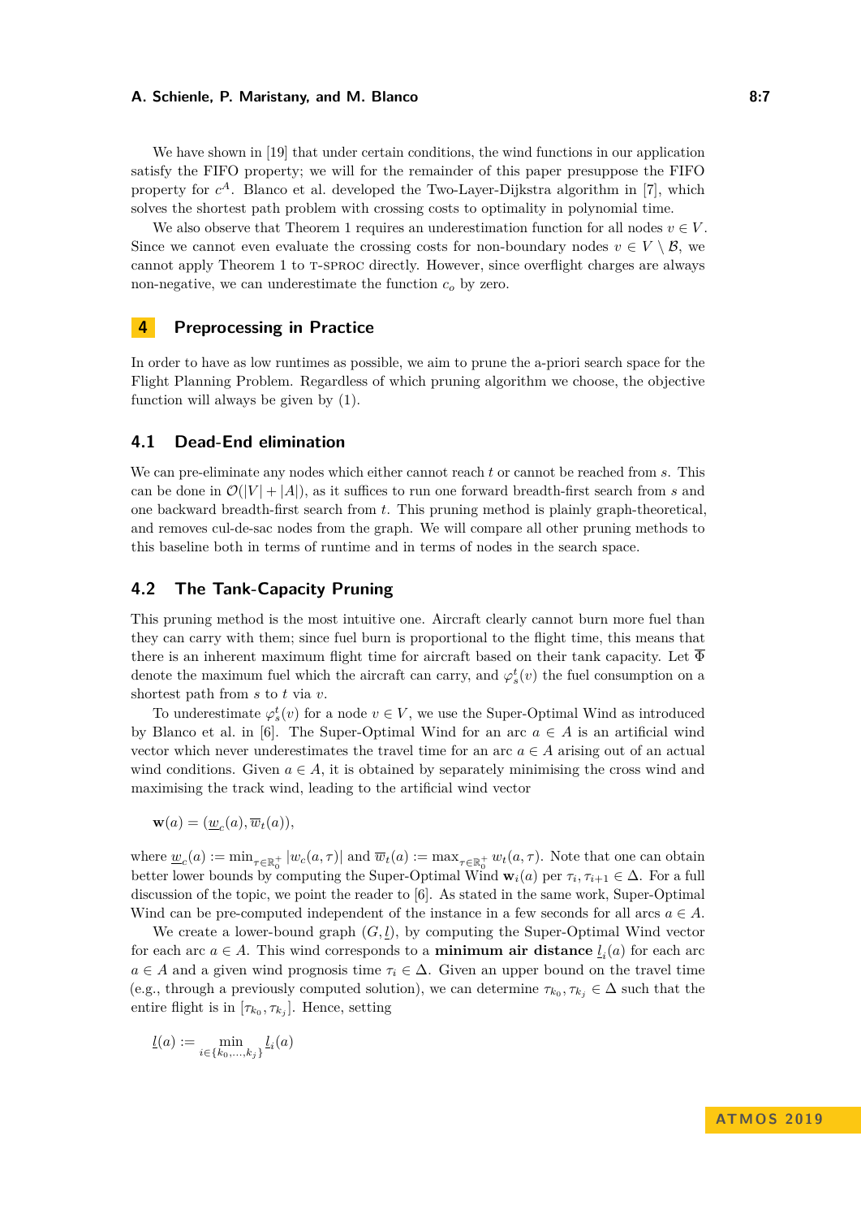We have shown in [19] that under certain conditions, the wind functions in our application satisfy the FIFO property; we will for the remainder of this paper presuppose the FIFO property for $c^A$. Blanco et al. developed the Two-Layer-Dijkstra algorithm in [7], which solves the shortest path problem with crossing costs to optimality in polynomial time.

We also observe that Theorem 1 requires an underestimation function for all nodes $v \in V$. Since we cannot even evaluate the crossing costs for non-boundary nodes $v \in V \setminus \mathcal{B}$, we cannot apply Theorem 1 to T-SPROC directly. However, since overflight charges are always non-negative, we can underestimate the function $c_o$ by zero.

## 4 Preprocessing in Practice

In order to have as low runtimes as possible, we aim to prune the a-priori search space for the Flight Planning Problem. Regardless of which pruning algorithm we choose, the objective function will always be given by (1).

### 4.1 Dead-End elimination

We can pre-eliminate any nodes which either cannot reach $t$ or cannot be reached from $s$. This can be done in $\mathcal{O}(|V| + |A|)$, as it suffices to run one forward breadth-first search from $s$ and one backward breadth-first search from $t$. This pruning method is plainly graph-theoretical, and removes cul-de-sac nodes from the graph. We will compare all other pruning methods to this baseline both in terms of runtime and in terms of nodes in the search space.

### 4.2 The Tank-Capacity Pruning

This pruning method is the most intuitive one. Aircraft clearly cannot burn more fuel than they can carry with them; since fuel burn is proportional to the flight time, this means that there is an inherent maximum flight time for aircraft based on their tank capacity. Let $\overline{\Phi}$ denote the maximum fuel which the aircraft can carry, and $\varphi_s^t(v)$ the fuel consumption on a shortest path from $s$ to $t$ via $v$.

To underestimate $\varphi_s^t(v)$ for a node $v \in V$, we use the Super-Optimal Wind as introduced by Blanco et al. in [6]. The Super-Optimal Wind for an arc $a \in A$ is an artificial wind vector which never underestimates the travel time for an arc $a \in A$ arising out of an actual wind conditions. Given $a \in A$, it is obtained by separately minimising the cross wind and maximising the track wind, leading to the artificial wind vector

$$\mathbf{w}(a) = (\underline{w}_c(a), \overline{w}_t(a)),$$

where $\underline{w}_c(a) := \min_{\tau \in \mathbb{R}_0^+} |w_c(a, \tau)|$ and $\overline{w}_t(a) := \max_{\tau \in \mathbb{R}_0^+} w_t(a, \tau)$. Note that one can obtain better lower bounds by computing the Super-Optimal Wind $\mathbf{w}_i(a)$ per $\tau_i, \tau_{i+1} \in \Delta$. For a full discussion of the topic, we point the reader to [6]. As stated in the same work, Super-Optimal Wind can be pre-computed independent of the instance in a few seconds for all arcs $a \in A$.

We create a lower-bound graph $(G, \underline{l})$, by computing the Super-Optimal Wind vector for each arc $a \in A$. This wind corresponds to a **minimum air distance** $\underline{l}_i(a)$ for each arc $a \in A$ and a given wind prognosis time $\tau_i \in \Delta$. Given an upper bound on the travel time (e.g., through a previously computed solution), we can determine $\tau_{k_0}, \tau_{k_j} \in \Delta$ such that the entire flight is in $[\tau_{k_0}, \tau_{k_j}]$. Hence, setting

$$\underline{l}(a) := \min_{i \in \{k_0, \ldots, k_j\}} \underline{l}_i(a)$$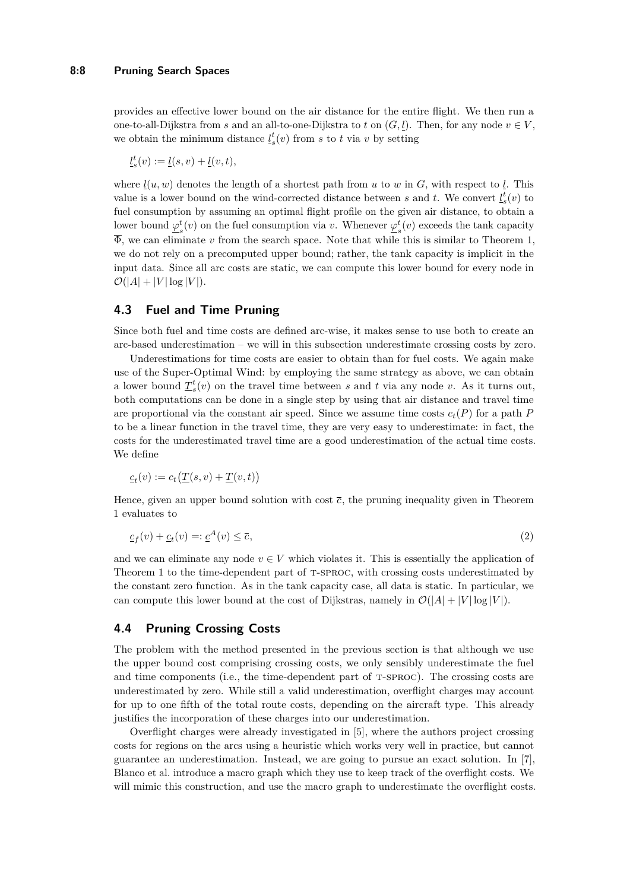provides an effective lower bound on the air distance for the entire flight. We then run a one-to-all-Dijkstra from $s$ and an all-to-one-Dijkstra to $t$ on $(G, \underline{l})$. Then, for any node $v \in V$, we obtain the minimum distance $\underline{l}_s^t(v)$ from $s$ to $t$ via $v$ by setting

$$\underline{l}_s^t(v) := \underline{l}(s, v) + \underline{l}(v, t),$$

where $\underline{l}(u, w)$ denotes the length of a shortest path from $u$ to $w$ in $G$, with respect to $\underline{l}$. This value is a lower bound on the wind-corrected distance between $s$ and $t$. We convert $\underline{l}_s^t(v)$ to fuel consumption by assuming an optimal flight profile on the given air distance, to obtain a lower bound $\underline{\varphi}_s^t(v)$ on the fuel consumption via $v$. Whenever $\underline{\varphi}_s^t(v)$ exceeds the tank capacity $\overline{\Phi}$, we can eliminate $v$ from the search space. Note that while this is similar to Theorem 1, we do not rely on a precomputed upper bound; rather, the tank capacity is implicit in the input data. Since all arc costs are static, we can compute this lower bound for every node in $\mathcal{O}(|A| + |V| \log |V|)$.

## 4.3 Fuel and Time Pruning

Since both fuel and time costs are defined arc-wise, it makes sense to use both to create an arc-based underestimation – we will in this subsection underestimate crossing costs by zero.

Underestimations for time costs are easier to obtain than for fuel costs. We again make use of the Super-Optimal Wind: by employing the same strategy as above, we can obtain a lower bound $\underline{T}_s^t(v)$ on the travel time between $s$ and $t$ via any node $v$. As it turns out, both computations can be done in a single step by using that air distance and travel time are proportional via the constant air speed. Since we assume time costs $c_t(P)$ for a path $P$ to be a linear function in the travel time, they are very easy to underestimate: in fact, the costs for the underestimated travel time are a good underestimation of the actual time costs. We define

$$\underline{c}_t(v) := c_t\big(\underline{T}(s, v) + \underline{T}(v, t)\big)$$

Hence, given an upper bound solution with cost $\overline{c}$, the pruning inequality given in Theorem 1 evaluates to

$$\underline{c}_f(v) + \underline{c}_t(v) =: \underline{c}^A(v) \leq \overline{c}, \tag{2}$$

and we can eliminate any node $v \in V$ which violates it. This is essentially the application of Theorem 1 to the time-dependent part of T-SPROC, with crossing costs underestimated by the constant zero function. As in the tank capacity case, all data is static. In particular, we can compute this lower bound at the cost of Dijkstras, namely in $\mathcal{O}(|A| + |V| \log |V|)$.

## 4.4 Pruning Crossing Costs

The problem with the method presented in the previous section is that although we use the upper bound cost comprising crossing costs, we only sensibly underestimate the fuel and time components (i.e., the time-dependent part of T-SPROC). The crossing costs are underestimated by zero. While still a valid underestimation, overflight charges may account for up to one fifth of the total route costs, depending on the aircraft type. This already justifies the incorporation of these charges into our underestimation.

Overflight charges were already investigated in [5], where the authors project crossing costs for regions on the arcs using a heuristic which works very well in practice, but cannot guarantee an underestimation. Instead, we are going to pursue an exact solution. In [7], Blanco et al. introduce a macro graph which they use to keep track of the overflight costs. We will mimic this construction, and use the macro graph to underestimate the overflight costs.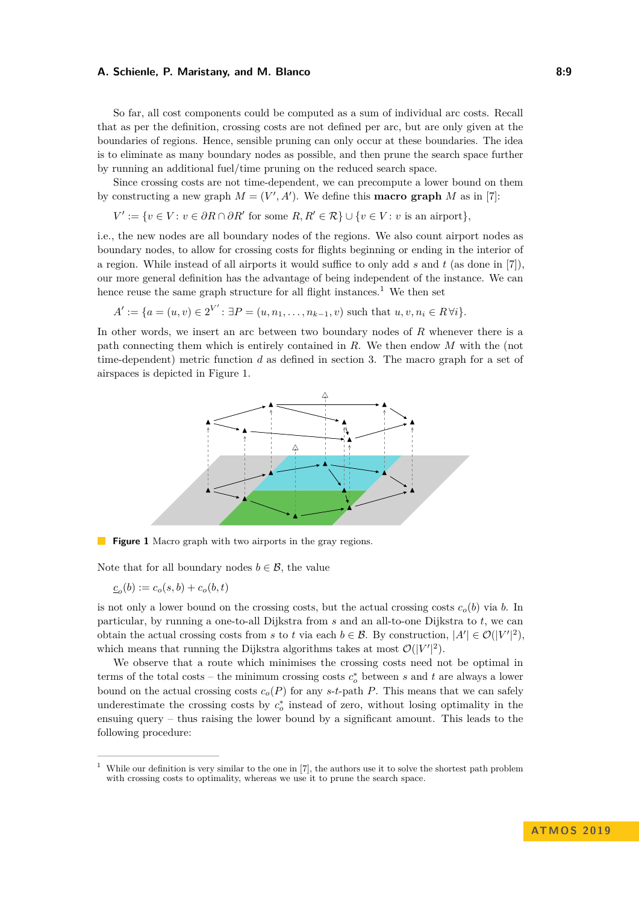So far, all cost components could be computed as a sum of individual arc costs. Recall that as per the definition, crossing costs are not defined per arc, but are only given at the boundaries of regions. Hence, sensible pruning can only occur at these boundaries. The idea is to eliminate as many boundary nodes as possible, and then prune the search space further by running an additional fuel/time pruning on the reduced search space.

Since crossing costs are not time-dependent, we can precompute a lower bound on them by constructing a new graph $M = (V', A')$. We define this **macro graph** $M$ as in [7]:

$$V' := \{v \in V : v \in \partial R \cap \partial R' \text{ for some } R, R' \in \mathcal{R}\} \cup \{v \in V : v \text{ is an airport}\},$$

i.e., the new nodes are all boundary nodes of the regions. We also count airport nodes as boundary nodes, to allow for crossing costs for flights beginning or ending in the interior of a region. While instead of all airports it would suffice to only add $s$ and $t$ (as done in [7]), our more general definition has the advantage of being independent of the instance. We can hence reuse the same graph structure for all flight instances.[1] We then set

$$A' := \{a = (u, v) \in 2^{V'} : \exists P = (u, n_1, \ldots, n_{k-1}, v) \text{ such that } u, v, n_i \in R \, \forall i\}.$$

In other words, we insert an arc between two boundary nodes of $R$ whenever there is a path connecting them which is entirely contained in $R$. We then endow $M$ with the (not time-dependent) metric function $d$ as defined in section 3. The macro graph for a set of airspaces is depicted in Figure 1.

**Figure 1** Macro graph with two airports in the gray regions.

Note that for all boundary nodes $b \in \mathcal{B}$, the value

$$\underline{c}_o(b) := c_o(s, b) + c_o(b, t)$$

is not only a lower bound on the crossing costs, but the actual crossing costs $c_o(b)$ via $b$. In particular, by running a one-to-all Dijkstra from $s$ and an all-to-one Dijkstra to $t$, we can obtain the actual crossing costs from $s$ to $t$ via each $b \in \mathcal{B}$. By construction, $|A'| \in \mathcal{O}(|V'|^2)$, which means that running the Dijkstra algorithms takes at most $\mathcal{O}(|V'|^2)$.

We observe that a route which minimises the crossing costs need not be optimal in terms of the total costs – the minimum crossing costs $c_o^*$ between $s$ and $t$ are always a lower bound on the actual crossing costs $c_o(P)$ for any $s$-$t$-path $P$. This means that we can safely underestimate the crossing costs by $c_o^*$ instead of zero, without losing optimality in the ensuing query – thus raising the lower bound by a significant amount. This leads to the following procedure:

---

[1] While our definition is very similar to the one in [7], the authors use it to solve the shortest path problem with crossing costs to optimality, whereas we use it to prune the search space.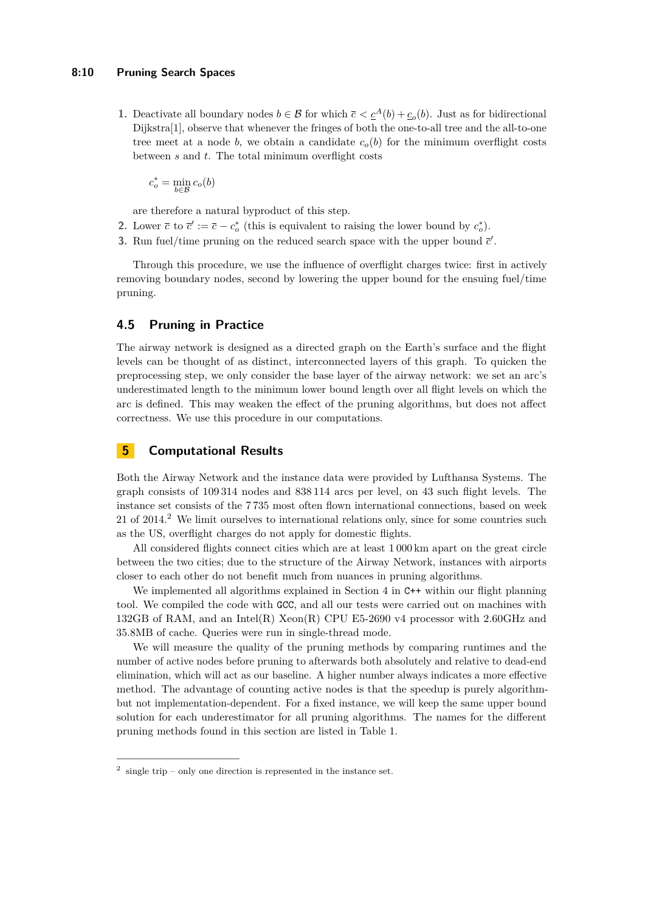1. Deactivate all boundary nodes $b \in \mathcal{B}$ for which $\overline{c} < \underline{c}^A(b) + \underline{c}_o(b)$. Just as for bidirectional Dijkstra[1], observe that whenever the fringes of both the one-to-all tree and the all-to-one tree meet at a node $b$, we obtain a candidate $c_o(b)$ for the minimum overflight costs between $s$ and $t$. The total minimum overflight costs

$$c_o^* = \min_{b \in \mathcal{B}} c_o(b)$$

are therefore a natural byproduct of this step.
2. Lower $\overline{c}$ to $\overline{c}' := \overline{c} - c_o^*$ (this is equivalent to raising the lower bound by $c_o^*$).
3. Run fuel/time pruning on the reduced search space with the upper bound $\overline{c}'$.

Through this procedure, we use the influence of overflight charges twice: first in actively removing boundary nodes, second by lowering the upper bound for the ensuing fuel/time pruning.

### 4.5 Pruning in Practice

The airway network is designed as a directed graph on the Earth's surface and the flight levels can be thought of as distinct, interconnected layers of this graph. To quicken the preprocessing step, we only consider the base layer of the airway network: we set an arc's underestimated length to the minimum lower bound length over all flight levels on which the arc is defined. This may weaken the effect of the pruning algorithms, but does not affect correctness. We use this procedure in our computations.

## 5 Computational Results

Both the Airway Network and the instance data were provided by Lufthansa Systems. The graph consists of 109 314 nodes and 838 114 arcs per level, on 43 such flight levels. The instance set consists of the 7 735 most often flown international connections, based on week 21 of 2014.[2] We limit ourselves to international relations only, since for some countries such as the US, overflight charges do not apply for domestic flights.

All considered flights connect cities which are at least 1 000 km apart on the great circle between the two cities; due to the structure of the Airway Network, instances with airports closer to each other do not benefit much from nuances in pruning algorithms.

We implemented all algorithms explained in Section 4 in C++ within our flight planning tool. We compiled the code with GCC, and all our tests were carried out on machines with 132GB of RAM, and an Intel(R) Xeon(R) CPU E5-2690 v4 processor with 2.60GHz and 35.8MB of cache. Queries were run in single-thread mode.

We will measure the quality of the pruning methods by comparing runtimes and the number of active nodes before pruning to afterwards both absolutely and relative to dead-end elimination, which will act as our baseline. A higher number always indicates a more effective method. The advantage of counting active nodes is that the speedup is purely algorithm- but not implementation-dependent. For a fixed instance, we will keep the same upper bound solution for each underestimator for all pruning algorithms. The names for the different pruning methods found in this section are listed in Table 1.

[2] single trip – only one direction is represented in the instance set.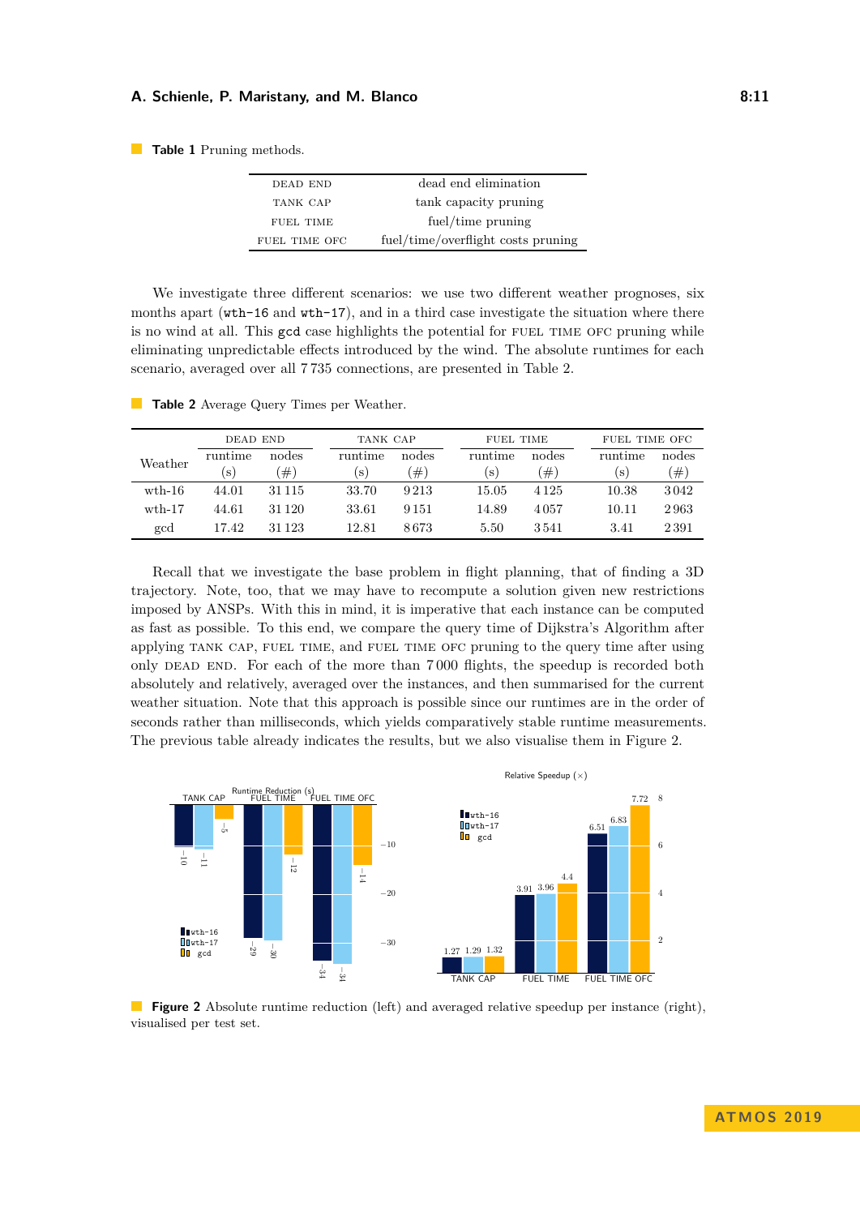**Table 1** Pruning methods.

| | |
|---|---|
| DEAD END | dead end elimination |
| TANK CAP | tank capacity pruning |
| FUEL TIME | fuel/time pruning |
| FUEL TIME OFC | fuel/time/overflight costs pruning |

We investigate three different scenarios: we use two different weather prognoses, six months apart (`wth-16` and `wth-17`), and in a third case investigate the situation where there is no wind at all. This `gcd` case highlights the potential for FUEL TIME OFC pruning while eliminating unpredictable effects introduced by the wind. The absolute runtimes for each scenario, averaged over all 7 735 connections, are presented in Table 2.

**Table 2** Average Query Times per Weather.

| Weather | DEAD END | | TANK CAP | | FUEL TIME | | FUEL TIME OFC | |
|---|---|---|---|---|---|---|---|---|
| | runtime (s) | nodes (#) | runtime (s) | nodes (#) | runtime (s) | nodes (#) | runtime (s) | nodes (#) |
| wth-16 | 44.01 | 31 115 | 33.70 | 9 213 | 15.05 | 4 125 | 10.38 | 3 042 |
| wth-17 | 44.61 | 31 120 | 33.61 | 9 151 | 14.89 | 4 057 | 10.11 | 2 963 |
| gcd | 17.42 | 31 123 | 12.81 | 8 673 | 5.50 | 3 541 | 3.41 | 2 391 |

Recall that we investigate the base problem in flight planning, that of finding a 3D trajectory. Note, too, that we may have to recompute a solution given new restrictions imposed by ANSPs. With this in mind, it is imperative that each instance can be computed as fast as possible. To this end, we compare the query time of Dijkstra's Algorithm after applying TANK CAP, FUEL TIME, and FUEL TIME OFC pruning to the query time after using only DEAD END. For each of the more than 7 000 flights, the speedup is recorded both absolutely and relatively, averaged over the instances, and then summarised for the current weather situation. Note that this approach is possible since our runtimes are in the order of seconds rather than milliseconds, which yields comparatively stable runtime measurements. The previous table already indicates the results, but we also visualise them in Figure 2.

**Figure 2** Absolute runtime reduction (left) and averaged relative speedup per instance (right), visualised per test set.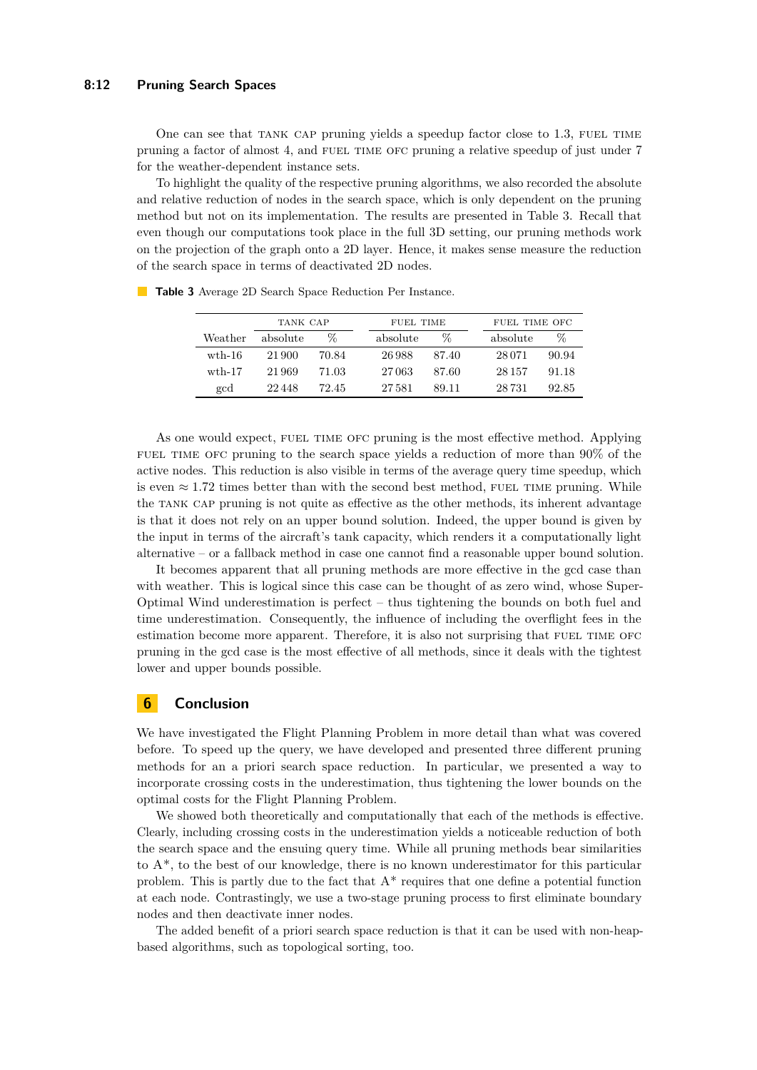One can see that TANK CAP pruning yields a speedup factor close to 1.3, FUEL TIME pruning a factor of almost 4, and FUEL TIME OFC pruning a relative speedup of just under 7 for the weather-dependent instance sets.

To highlight the quality of the respective pruning algorithms, we also recorded the absolute and relative reduction of nodes in the search space, which is only dependent on the pruning method but not on its implementation. The results are presented in Table 3. Recall that even though our computations took place in the full 3D setting, our pruning methods work on the projection of the graph onto a 2D layer. Hence, it makes sense measure the reduction of the search space in terms of deactivated 2D nodes.

**Table 3** Average 2D Search Space Reduction Per Instance.

| | TANK CAP | | FUEL TIME | | FUEL TIME OFC | |
|---|---|---|---|---|---|---|
| Weather | absolute | % | absolute | % | absolute | % |
| wth-16 | 21 900 | 70.84 | 26 988 | 87.40 | 28 071 | 90.94 |
| wth-17 | 21 969 | 71.03 | 27 063 | 87.60 | 28 157 | 91.18 |
| gcd | 22 448 | 72.45 | 27 581 | 89.11 | 28 731 | 92.85 |

As one would expect, FUEL TIME OFC pruning is the most effective method. Applying FUEL TIME OFC pruning to the search space yields a reduction of more than 90% of the active nodes. This reduction is also visible in terms of the average query time speedup, which is even $\approx 1.72$ times better than with the second best method, FUEL TIME pruning. While the TANK CAP pruning is not quite as effective as the other methods, its inherent advantage is that it does not rely on an upper bound solution. Indeed, the upper bound is given by the input in terms of the aircraft's tank capacity, which renders it a computationally light alternative – or a fallback method in case one cannot find a reasonable upper bound solution.

It becomes apparent that all pruning methods are more effective in the gcd case than with weather. This is logical since this case can be thought of as zero wind, whose Super-Optimal Wind underestimation is perfect – thus tightening the bounds on both fuel and time underestimation. Consequently, the influence of including the overflight fees in the estimation become more apparent. Therefore, it is also not surprising that FUEL TIME OFC pruning in the gcd case is the most effective of all methods, since it deals with the tightest lower and upper bounds possible.

## 6 Conclusion

We have investigated the Flight Planning Problem in more detail than what was covered before. To speed up the query, we have developed and presented three different pruning methods for an a priori search space reduction. In particular, we presented a way to incorporate crossing costs in the underestimation, thus tightening the lower bounds on the optimal costs for the Flight Planning Problem.

We showed both theoretically and computationally that each of the methods is effective. Clearly, including crossing costs in the underestimation yields a noticeable reduction of both the search space and the ensuing query time. While all pruning methods bear similarities to A\*, to the best of our knowledge, there is no known underestimator for this particular problem. This is partly due to the fact that A\* requires that one define a potential function at each node. Contrastingly, we use a two-stage pruning process to first eliminate boundary nodes and then deactivate inner nodes.

The added benefit of a priori search space reduction is that it can be used with non-heap-based algorithms, such as topological sorting, too.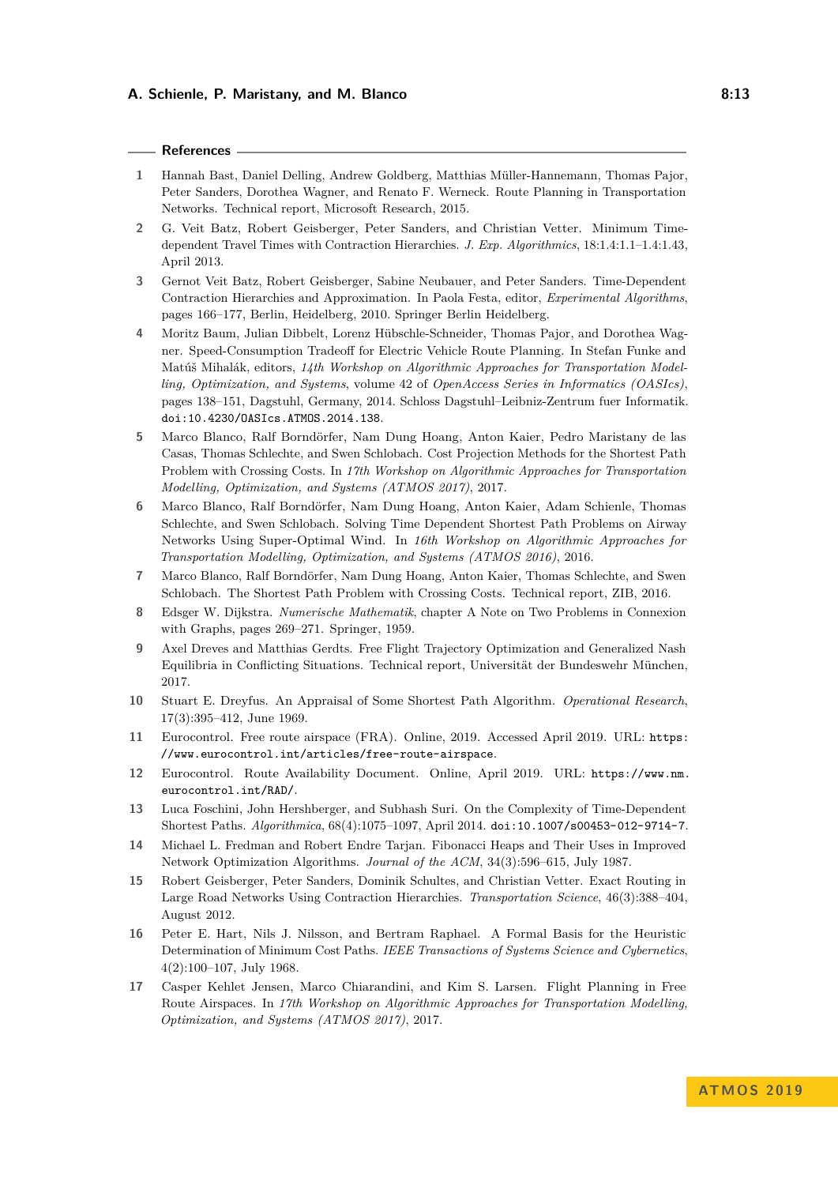## References

1. Hannah Bast, Daniel Delling, Andrew Goldberg, Matthias Müller-Hannemann, Thomas Pajor, Peter Sanders, Dorothea Wagner, and Renato F. Werneck. Route Planning in Transportation Networks. Technical report, Microsoft Research, 2015.
2. G. Veit Batz, Robert Geisberger, Peter Sanders, and Christian Vetter. Minimum Time-dependent Travel Times with Contraction Hierarchies. *J. Exp. Algorithmics*, 18:1.4:1.1–1.4:1.43, April 2013.
3. Gernot Veit Batz, Robert Geisberger, Sabine Neubauer, and Peter Sanders. Time-Dependent Contraction Hierarchies and Approximation. In Paola Festa, editor, *Experimental Algorithms*, pages 166–177, Berlin, Heidelberg, 2010. Springer Berlin Heidelberg.
4. Moritz Baum, Julian Dibbelt, Lorenz Hübschle-Schneider, Thomas Pajor, and Dorothea Wagner. Speed-Consumption Tradeoff for Electric Vehicle Route Planning. In Stefan Funke and Matúš Mihalák, editors, *14th Workshop on Algorithmic Approaches for Transportation Modelling, Optimization, and Systems*, volume 42 of *OpenAccess Series in Informatics (OASIcs)*, pages 138–151, Dagstuhl, Germany, 2014. Schloss Dagstuhl–Leibniz-Zentrum fuer Informatik. doi:10.4230/OASIcs.ATMOS.2014.138.
5. Marco Blanco, Ralf Borndörfer, Nam Dung Hoang, Anton Kaier, Pedro Maristany de las Casas, Thomas Schlechte, and Swen Schlobach. Cost Projection Methods for the Shortest Path Problem with Crossing Costs. In *17th Workshop on Algorithmic Approaches for Transportation Modelling, Optimization, and Systems (ATMOS 2017)*, 2017.
6. Marco Blanco, Ralf Borndörfer, Nam Dung Hoang, Anton Kaier, Adam Schienle, Thomas Schlechte, and Swen Schlobach. Solving Time Dependent Shortest Path Problems on Airway Networks Using Super-Optimal Wind. In *16th Workshop on Algorithmic Approaches for Transportation Modelling, Optimization, and Systems (ATMOS 2016)*, 2016.
7. Marco Blanco, Ralf Borndörfer, Nam Dung Hoang, Anton Kaier, Thomas Schlechte, and Swen Schlobach. The Shortest Path Problem with Crossing Costs. Technical report, ZIB, 2016.
8. Edsger W. Dijkstra. *Numerische Mathematik*, chapter A Note on Two Problems in Connexion with Graphs, pages 269–271. Springer, 1959.
9. Axel Dreves and Matthias Gerdts. Free Flight Trajectory Optimization and Generalized Nash Equilibria in Conflicting Situations. Technical report, Universität der Bundeswehr München, 2017.
10. Stuart E. Dreyfus. An Appraisal of Some Shortest Path Algorithm. *Operational Research*, 17(3):395–412, June 1969.
11. Eurocontrol. Free route airspace (FRA). Online, 2019. Accessed April 2019. URL: https://www.eurocontrol.int/articles/free-route-airspace.
12. Eurocontrol. Route Availability Document. Online, April 2019. URL: https://www.nm.eurocontrol.int/RAD/.
13. Luca Foschini, John Hershberger, and Subhash Suri. On the Complexity of Time-Dependent Shortest Paths. *Algorithmica*, 68(4):1075–1097, April 2014. doi:10.1007/s00453-012-9714-7.
14. Michael L. Fredman and Robert Endre Tarjan. Fibonacci Heaps and Their Uses in Improved Network Optimization Algorithms. *Journal of the ACM*, 34(3):596–615, July 1987.
15. Robert Geisberger, Peter Sanders, Dominik Schultes, and Christian Vetter. Exact Routing in Large Road Networks Using Contraction Hierarchies. *Transportation Science*, 46(3):388–404, August 2012.
16. Peter E. Hart, Nils J. Nilsson, and Bertram Raphael. A Formal Basis for the Heuristic Determination of Minimum Cost Paths. *IEEE Transactions of Systems Science and Cybernetics*, 4(2):100–107, July 1968.
17. Casper Kehlet Jensen, Marco Chiarandini, and Kim S. Larsen. Flight Planning in Free Route Airspaces. In *17th Workshop on Algorithmic Approaches for Transportation Modelling, Optimization, and Systems (ATMOS 2017)*, 2017.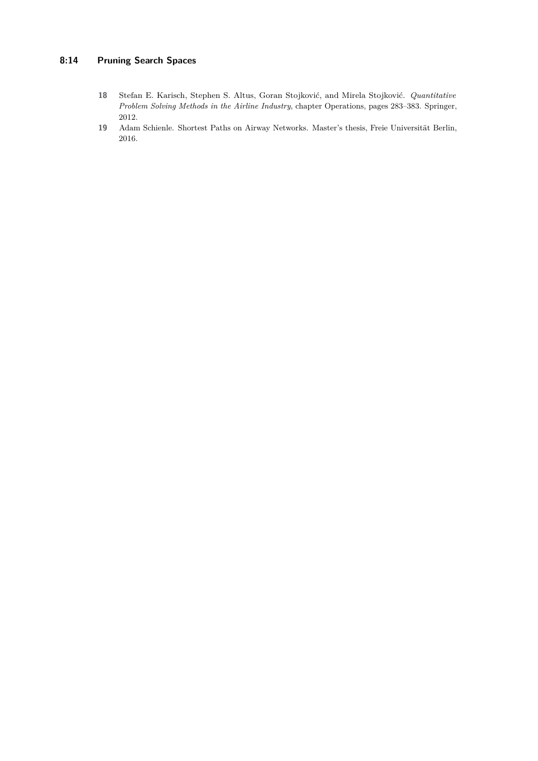18 Stefan E. Karisch, Stephen S. Altus, Goran Stojković, and Mirela Stojković. *Quantitative Problem Solving Methods in the Airline Industry*, chapter Operations, pages 283–383. Springer, 2012.

19 Adam Schienle. Shortest Paths on Airway Networks. Master's thesis, Freie Universität Berlin, 2016.